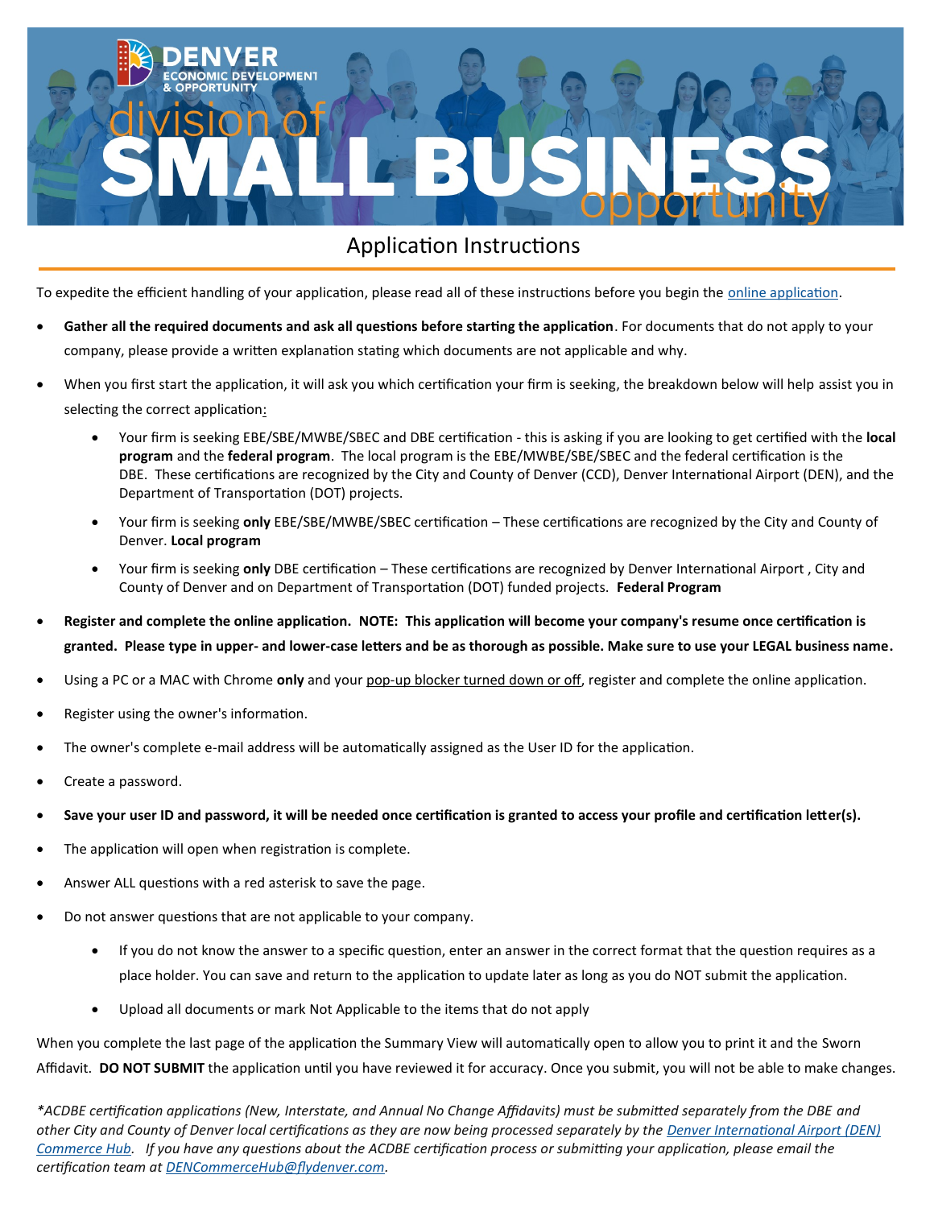# DENVER ECONOMIC DEVELOPMENT & OPPORTUNITY

# division of SMALL BUSINESS opportunity

## Application Instructions

To expedite the efficient handling of your application, please read all of these instructions before you begin the online application.

- **Gather all the required documents and ask all questions before starting the application**. For documents that do not apply to your company, please provide a written explanation stating which documents are not applicable and why.
- When you first start the application, it will ask you which certification your firm is seeking, the breakdown below will help assist you in selecting the correct application:
    - Your firm is seeking EBE/SBE/MWBE/SBEC and DBE certification - this is asking if you are looking to get certified with the **local program** and the **federal program**. The local program is the EBE/MWBE/SBE/SBEC and the federal certification is the DBE. These certifications are recognized by the City and County of Denver (CCD), Denver International Airport (DEN), and the Department of Transportation (DOT) projects.
    - Your firm is seeking **only** EBE/SBE/MWBE/SBEC certification – These certifications are recognized by the City and County of Denver. **Local program**
    - Your firm is seeking **only** DBE certification – These certifications are recognized by Denver International Airport , City and County of Denver and on Department of Transportation (DOT) funded projects. **Federal Program**
- **Register and complete the online application. NOTE: This application will become your company's resume once certification is granted. Please type in upper- and lower-case letters and be as thorough as possible. Make sure to use your LEGAL business name.**
- Using a PC or a MAC with Chrome **only** and your pop-up blocker turned down or off, register and complete the online application.
- Register using the owner's information.
- The owner's complete e-mail address will be automatically assigned as the User ID for the application.
- Create a password.
- **Save your user ID and password, it will be needed once certification is granted to access your profile and certification letter(s).**
- The application will open when registration is complete.
- Answer ALL questions with a red asterisk to save the page.
- Do not answer questions that are not applicable to your company.
    - If you do not know the answer to a specific question, enter an answer in the correct format that the question requires as a place holder. You can save and return to the application to update later as long as you do NOT submit the application.
    - Upload all documents or mark Not Applicable to the items that do not apply

When you complete the last page of the application the Summary View will automatically open to allow you to print it and the Sworn Affidavit. **DO NOT SUBMIT** the application until you have reviewed it for accuracy. Once you submit, you will not be able to make changes.

*\*ACDBE certification applications (New, Interstate, and Annual No Change Affidavits) must be submitted separately from the DBE and other City and County of Denver local certifications as they are now being processed separately by the Denver International Airport (DEN) Commerce Hub. If you have any questions about the ACDBE certification process or submitting your application, please email the certification team at DENCommerceHub@flydenver.com.*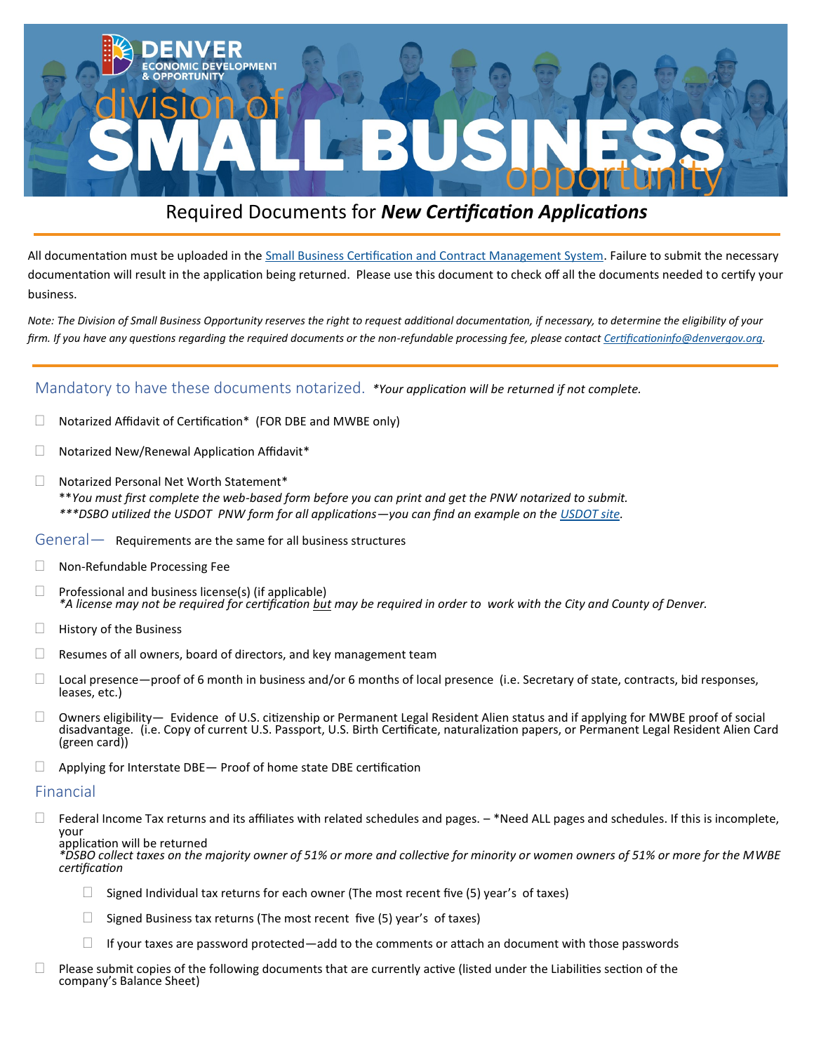# Required Documents for ***New Certification Applications***

All documentation must be uploaded in the [Small Business Certification and Contract Management System](). Failure to submit the necessary documentation will result in the application being returned. Please use this document to check off all the documents needed to certify your business.

*Note: The Division of Small Business Opportunity reserves the right to request additional documentation, if necessary, to determine the eligibility of your firm. If you have any questions regarding the required documents or the non-refundable processing fee, please contact [Certificationinfo@denvergov.org]().*

## Mandatory to have these documents notarized. *\*Your application will be returned if not complete.*

- ☐ Notarized Affidavit of Certification* (FOR DBE and MWBE only)
- ☐ Notarized New/Renewal Application Affidavit*
- ☐ Notarized Personal Net Worth Statement*
  **\*\*You must first complete the web-based form before you can print and get the PNW notarized to submit.*
  *\*\*\*DSBO utilized the USDOT PNW form for all applications—you can find an example on the [USDOT site]().*

## General— Requirements are the same for all business structures

- ☐ Non-Refundable Processing Fee
- ☐ Professional and business license(s) (if applicable)
  *\*A license may not be required for certification but may be required in order to work with the City and County of Denver.*
- ☐ History of the Business
- ☐ Resumes of all owners, board of directors, and key management team
- ☐ Local presence—proof of 6 month in business and/or 6 months of local presence (i.e. Secretary of state, contracts, bid responses, leases, etc.)
- ☐ Owners eligibility— Evidence of U.S. citizenship or Permanent Legal Resident Alien status and if applying for MWBE proof of social disadvantage. (i.e. Copy of current U.S. Passport, U.S. Birth Certificate, naturalization papers, or Permanent Legal Resident Alien Card (green card))
- ☐ Applying for Interstate DBE— Proof of home state DBE certification

## Financial

- ☐ Federal Income Tax returns and its affiliates with related schedules and pages. – *Need ALL pages and schedules. If this is incomplete, your application will be returned
  *\*DSBO collect taxes on the majority owner of 51% or more and collective for minority or women owners of 51% or more for the MWBE certification*
  - ☐ Signed Individual tax returns for each owner (The most recent five (5) year's of taxes)
  - ☐ Signed Business tax returns (The most recent five (5) year's of taxes)
  - ☐ If your taxes are password protected—add to the comments or attach an document with those passwords
- ☐ Please submit copies of the following documents that are currently active (listed under the Liabilities section of the company's Balance Sheet)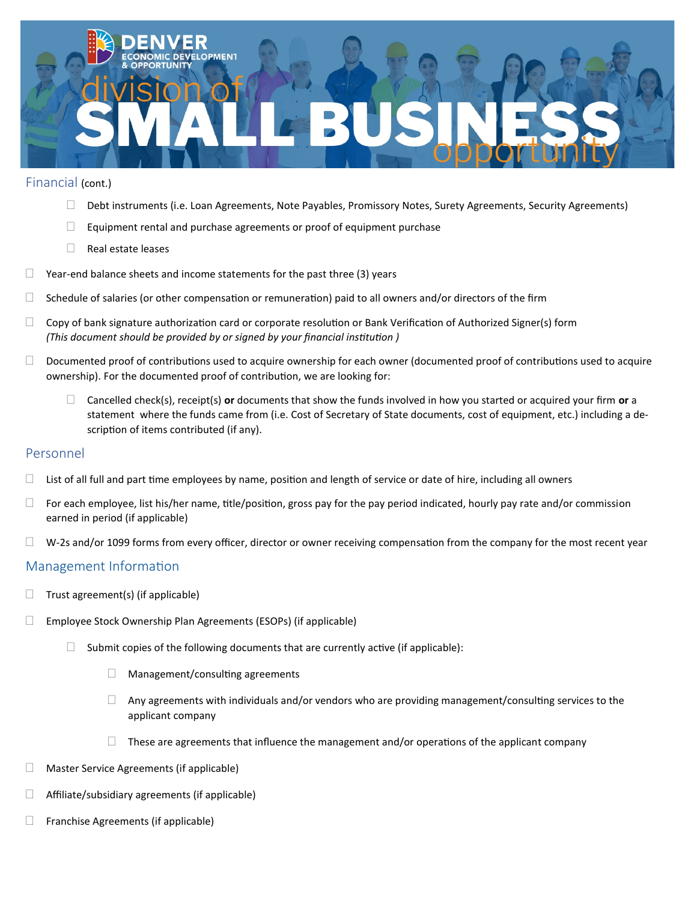## Financial (cont.)

- ☐ Debt instruments (i.e. Loan Agreements, Note Payables, Promissory Notes, Surety Agreements, Security Agreements)
- ☐ Equipment rental and purchase agreements or proof of equipment purchase
- ☐ Real estate leases

☐ Year-end balance sheets and income statements for the past three (3) years

☐ Schedule of salaries (or other compensation or remuneration) paid to all owners and/or directors of the firm

☐ Copy of bank signature authorization card or corporate resolution or Bank Verification of Authorized Signer(s) form
*(This document should be provided by or signed by your financial institution )*

☐ Documented proof of contributions used to acquire ownership for each owner (documented proof of contributions used to acquire ownership). For the documented proof of contribution, we are looking for:

- ☐ Cancelled check(s), receipt(s) **or** documents that show the funds involved in how you started or acquired your firm **or** a statement where the funds came from (i.e. Cost of Secretary of State documents, cost of equipment, etc.) including a description of items contributed (if any).

## Personnel

☐ List of all full and part time employees by name, position and length of service or date of hire, including all owners

☐ For each employee, list his/her name, title/position, gross pay for the pay period indicated, hourly pay rate and/or commission earned in period (if applicable)

☐ W-2s and/or 1099 forms from every officer, director or owner receiving compensation from the company for the most recent year

## Management Information

☐ Trust agreement(s) (if applicable)

☐ Employee Stock Ownership Plan Agreements (ESOPs) (if applicable)

- ☐ Submit copies of the following documents that are currently active (if applicable):
  - ☐ Management/consulting agreements
  - ☐ Any agreements with individuals and/or vendors who are providing management/consulting services to the applicant company
  - ☐ These are agreements that influence the management and/or operations of the applicant company

☐ Master Service Agreements (if applicable)

☐ Affiliate/subsidiary agreements (if applicable)

☐ Franchise Agreements (if applicable)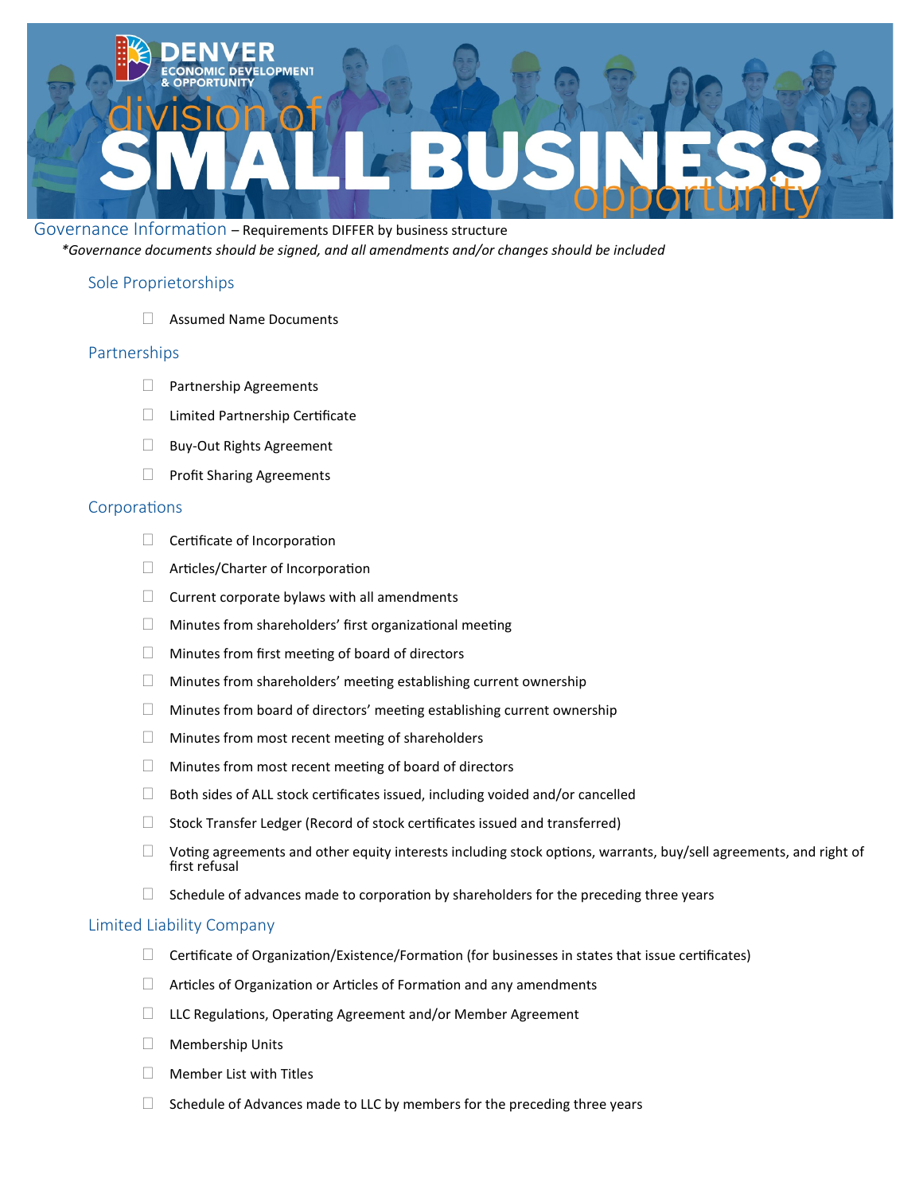## Governance Information – Requirements DIFFER by business structure

*\*Governance documents should be signed, and all amendments and/or changes should be included*

### Sole Proprietorships

- ☐ Assumed Name Documents

### Partnerships

- ☐ Partnership Agreements
- ☐ Limited Partnership Certificate
- ☐ Buy-Out Rights Agreement
- ☐ Profit Sharing Agreements

### Corporations

- ☐ Certificate of Incorporation
- ☐ Articles/Charter of Incorporation
- ☐ Current corporate bylaws with all amendments
- ☐ Minutes from shareholders' first organizational meeting
- ☐ Minutes from first meeting of board of directors
- ☐ Minutes from shareholders' meeting establishing current ownership
- ☐ Minutes from board of directors' meeting establishing current ownership
- ☐ Minutes from most recent meeting of shareholders
- ☐ Minutes from most recent meeting of board of directors
- ☐ Both sides of ALL stock certificates issued, including voided and/or cancelled
- ☐ Stock Transfer Ledger (Record of stock certificates issued and transferred)
- ☐ Voting agreements and other equity interests including stock options, warrants, buy/sell agreements, and right of first refusal
- ☐ Schedule of advances made to corporation by shareholders for the preceding three years

### Limited Liability Company

- ☐ Certificate of Organization/Existence/Formation (for businesses in states that issue certificates)
- ☐ Articles of Organization or Articles of Formation and any amendments
- ☐ LLC Regulations, Operating Agreement and/or Member Agreement
- ☐ Membership Units
- ☐ Member List with Titles
- ☐ Schedule of Advances made to LLC by members for the preceding three years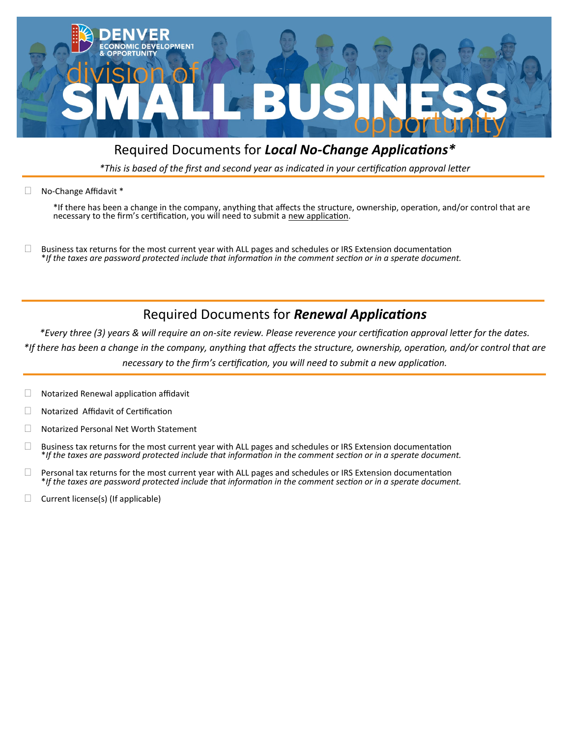Denver Economic Development & Opportunity — division of SMALL BUSINESS opportunity

## Required Documents for ***Local No-Change Applications****

*\*This is based of the first and second year as indicated in your certification approval letter*

- ☐ No-Change Affidavit *

  *If there has been a change in the company, anything that affects the structure, ownership, operation, and/or control that are necessary to the firm's certification, you will need to submit a new application.

- ☐ Business tax returns for the most current year with ALL pages and schedules or IRS Extension documentation
  **If the taxes are password protected include that information in the comment section or in a sperate document.*

## Required Documents for ***Renewal Applications***

*\*Every three (3) years & will require an on-site review. Please reverence your certification approval letter for the dates.*

*\*If there has been a change in the company, anything that affects the structure, ownership, operation, and/or control that are necessary to the firm's certification, you will need to submit a new application.*

- ☐ Notarized Renewal application affidavit
- ☐ Notarized Affidavit of Certification
- ☐ Notarized Personal Net Worth Statement
- ☐ Business tax returns for the most current year with ALL pages and schedules or IRS Extension documentation
  **If the taxes are password protected include that information in the comment section or in a sperate document.*
- ☐ Personal tax returns for the most current year with ALL pages and schedules or IRS Extension documentation
  **If the taxes are password protected include that information in the comment section or in a sperate document.*
- ☐ Current license(s) (If applicable)